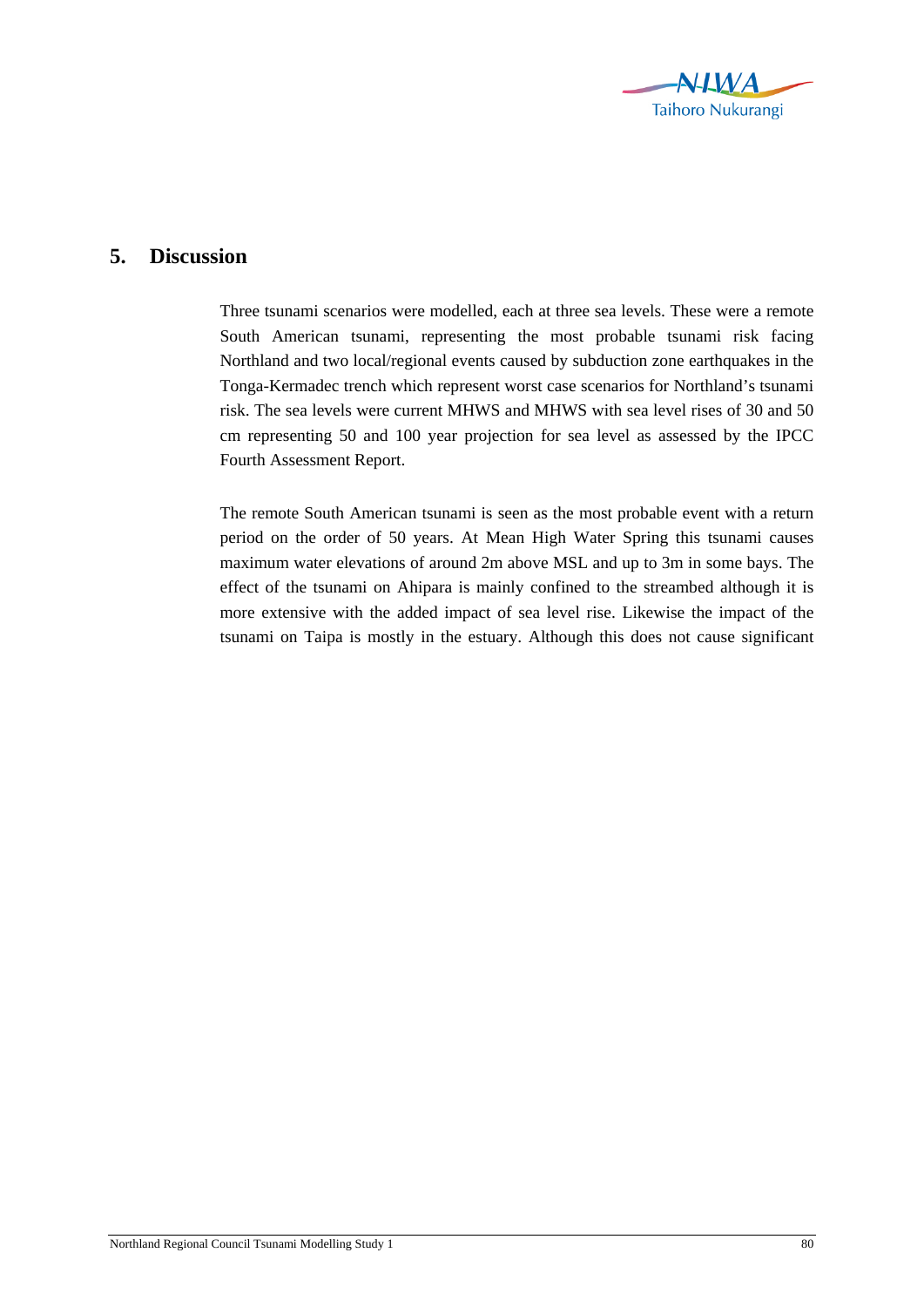## 5. Discussion

Three tsunami scenarios were modelled, each at three sea levels. These were a remote South American tsunami, representing the most probable tsunami risk facing Northland and two local/regional events caused by subduction zone earthquakes in the Tonga-Kermadec trench which represent worst case scenarios for Northland's tsunami risk. The sea levels were current MHWS and MHWS with sea level rises of 30 and 50 cm representing 50 and 100 year projection for sea level as assessed by the IPCC Fourth Assessment Report.

The remote South American tsunami is seen as the most probable event with a return period on the order of 50 years. At Mean High Water Spring this tsunami causes maximum water elevations of around 2m above MSL and up to 3m in some bays. The effect of the tsunami on Ahipara is mainly confined to the streambed although it is more extensive with the added impact of sea level rise. Likewise the impact of the tsunami on Taipa is mostly in the estuary. Although this does not cause significant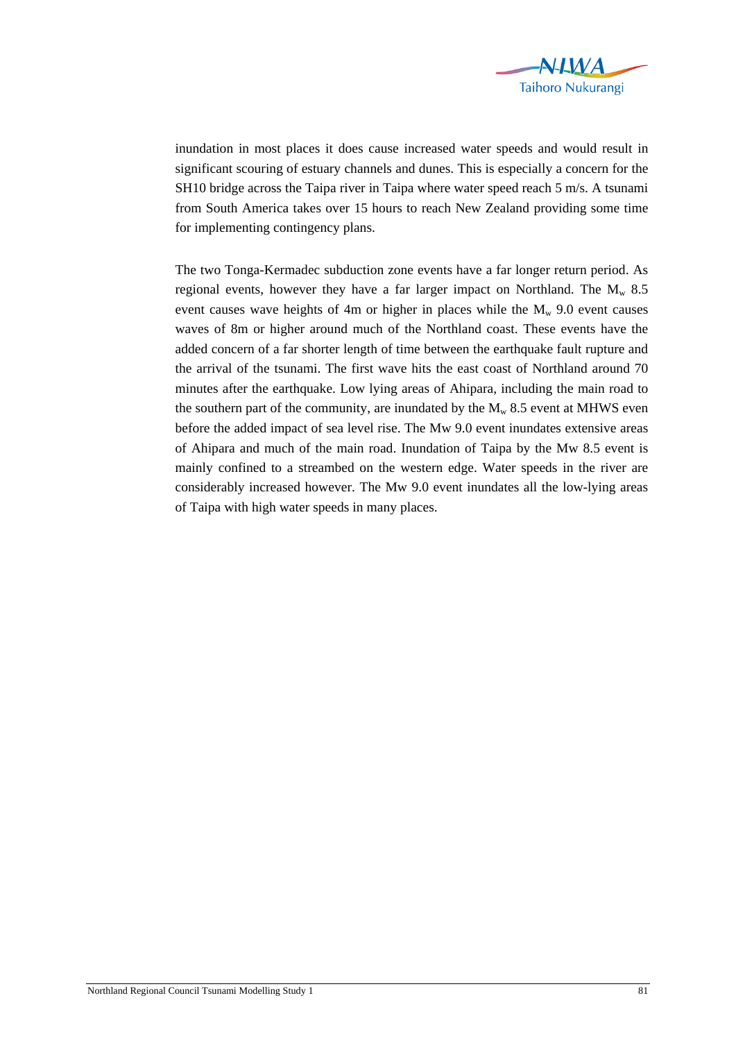inundation in most places it does cause increased water speeds and would result in significant scouring of estuary channels and dunes. This is especially a concern for the SH10 bridge across the Taipa river in Taipa where water speed reach 5 m/s. A tsunami from South America takes over 15 hours to reach New Zealand providing some time for implementing contingency plans.

The two Tonga-Kermadec subduction zone events have a far longer return period. As regional events, however they have a far larger impact on Northland. The $M_w$ 8.5 event causes wave heights of 4m or higher in places while the $M_w$ 9.0 event causes waves of 8m or higher around much of the Northland coast. These events have the added concern of a far shorter length of time between the earthquake fault rupture and the arrival of the tsunami. The first wave hits the east coast of Northland around 70 minutes after the earthquake. Low lying areas of Ahipara, including the main road to the southern part of the community, are inundated by the $M_w$ 8.5 event at MHWS even before the added impact of sea level rise. The Mw 9.0 event inundates extensive areas of Ahipara and much of the main road. Inundation of Taipa by the Mw 8.5 event is mainly confined to a streambed on the western edge. Water speeds in the river are considerably increased however. The Mw 9.0 event inundates all the low-lying areas of Taipa with high water speeds in many places.